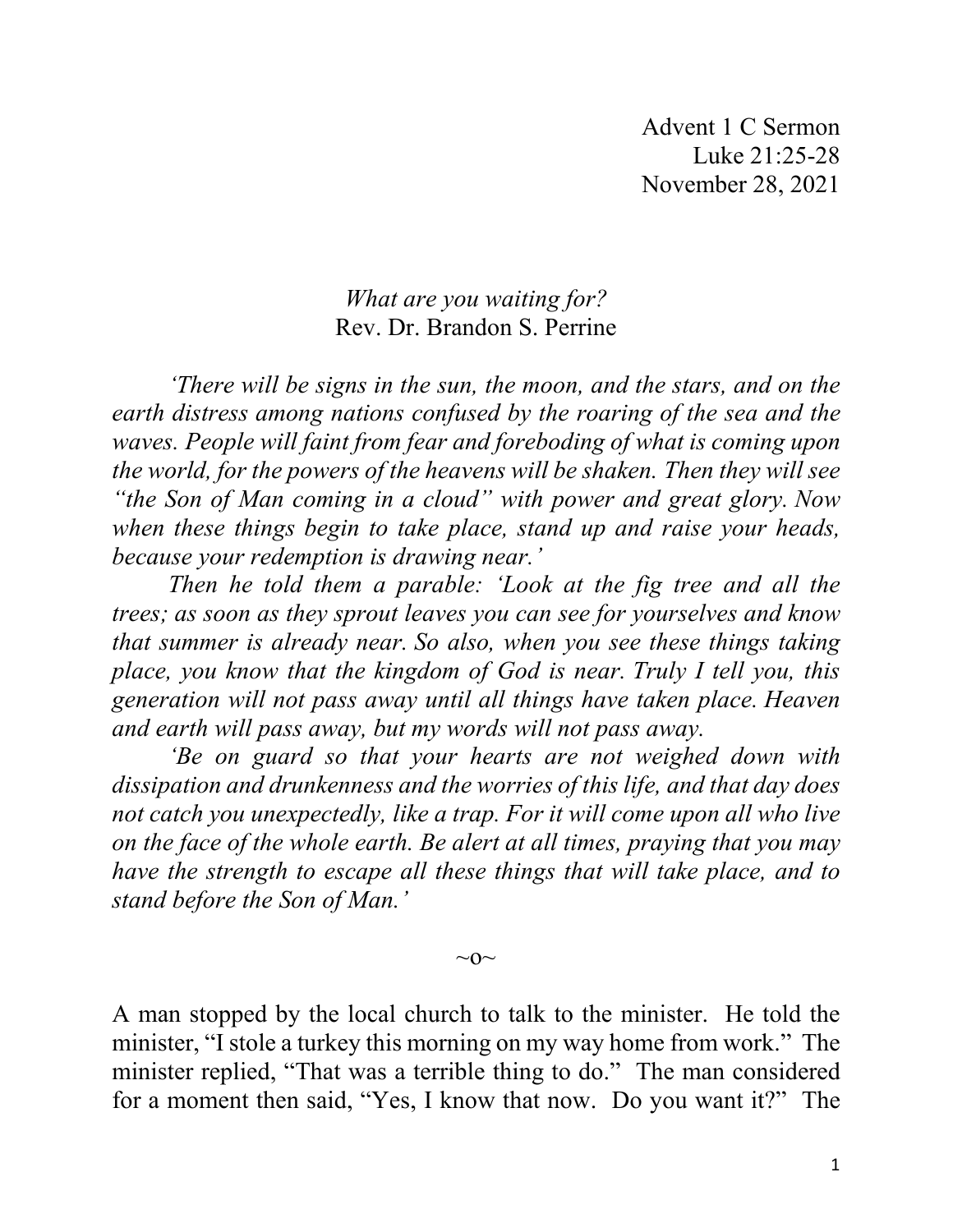Advent 1 C Sermon
Luke 21:25-28
November 28, 2021

*What are you waiting for?*
Rev. Dr. Brandon S. Perrine

*'There will be signs in the sun, the moon, and the stars, and on the earth distress among nations confused by the roaring of the sea and the waves. People will faint from fear and foreboding of what is coming upon the world, for the powers of the heavens will be shaken. Then they will see "the Son of Man coming in a cloud" with power and great glory. Now when these things begin to take place, stand up and raise your heads, because your redemption is drawing near.'*

*Then he told them a parable: 'Look at the fig tree and all the trees; as soon as they sprout leaves you can see for yourselves and know that summer is already near. So also, when you see these things taking place, you know that the kingdom of God is near. Truly I tell you, this generation will not pass away until all things have taken place. Heaven and earth will pass away, but my words will not pass away.*

*'Be on guard so that your hearts are not weighed down with dissipation and drunkenness and the worries of this life, and that day does not catch you unexpectedly, like a trap. For it will come upon all who live on the face of the whole earth. Be alert at all times, praying that you may have the strength to escape all these things that will take place, and to stand before the Son of Man.'*

~o~

A man stopped by the local church to talk to the minister. He told the minister, "I stole a turkey this morning on my way home from work." The minister replied, "That was a terrible thing to do." The man considered for a moment then said, "Yes, I know that now. Do you want it?" The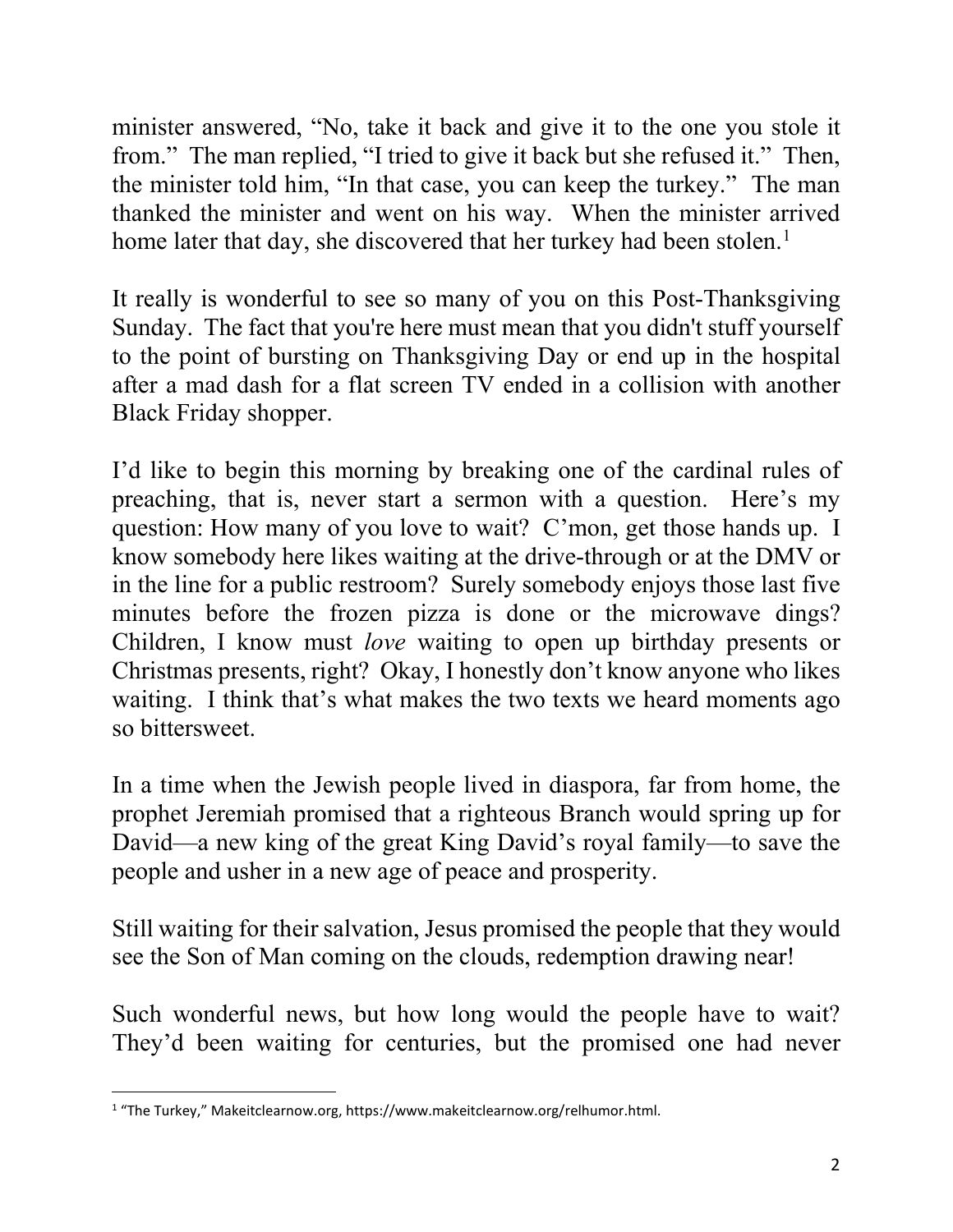minister answered, "No, take it back and give it to the one you stole it from." The man replied, "I tried to give it back but she refused it." Then, the minister told him, "In that case, you can keep the turkey." The man thanked the minister and went on his way. When the minister arrived home later that day, she discovered that her turkey had been stolen.[1]

It really is wonderful to see so many of you on this Post-Thanksgiving Sunday. The fact that you're here must mean that you didn't stuff yourself to the point of bursting on Thanksgiving Day or end up in the hospital after a mad dash for a flat screen TV ended in a collision with another Black Friday shopper.

I'd like to begin this morning by breaking one of the cardinal rules of preaching, that is, never start a sermon with a question. Here's my question: How many of you love to wait? C'mon, get those hands up. I know somebody here likes waiting at the drive-through or at the DMV or in the line for a public restroom? Surely somebody enjoys those last five minutes before the frozen pizza is done or the microwave dings? Children, I know must *love* waiting to open up birthday presents or Christmas presents, right? Okay, I honestly don't know anyone who likes waiting. I think that's what makes the two texts we heard moments ago so bittersweet.

In a time when the Jewish people lived in diaspora, far from home, the prophet Jeremiah promised that a righteous Branch would spring up for David—a new king of the great King David's royal family—to save the people and usher in a new age of peace and prosperity.

Still waiting for their salvation, Jesus promised the people that they would see the Son of Man coming on the clouds, redemption drawing near!

Such wonderful news, but how long would the people have to wait? They'd been waiting for centuries, but the promised one had never

[1] "The Turkey," Makeitclearnow.org, https://www.makeitclearnow.org/relhumor.html.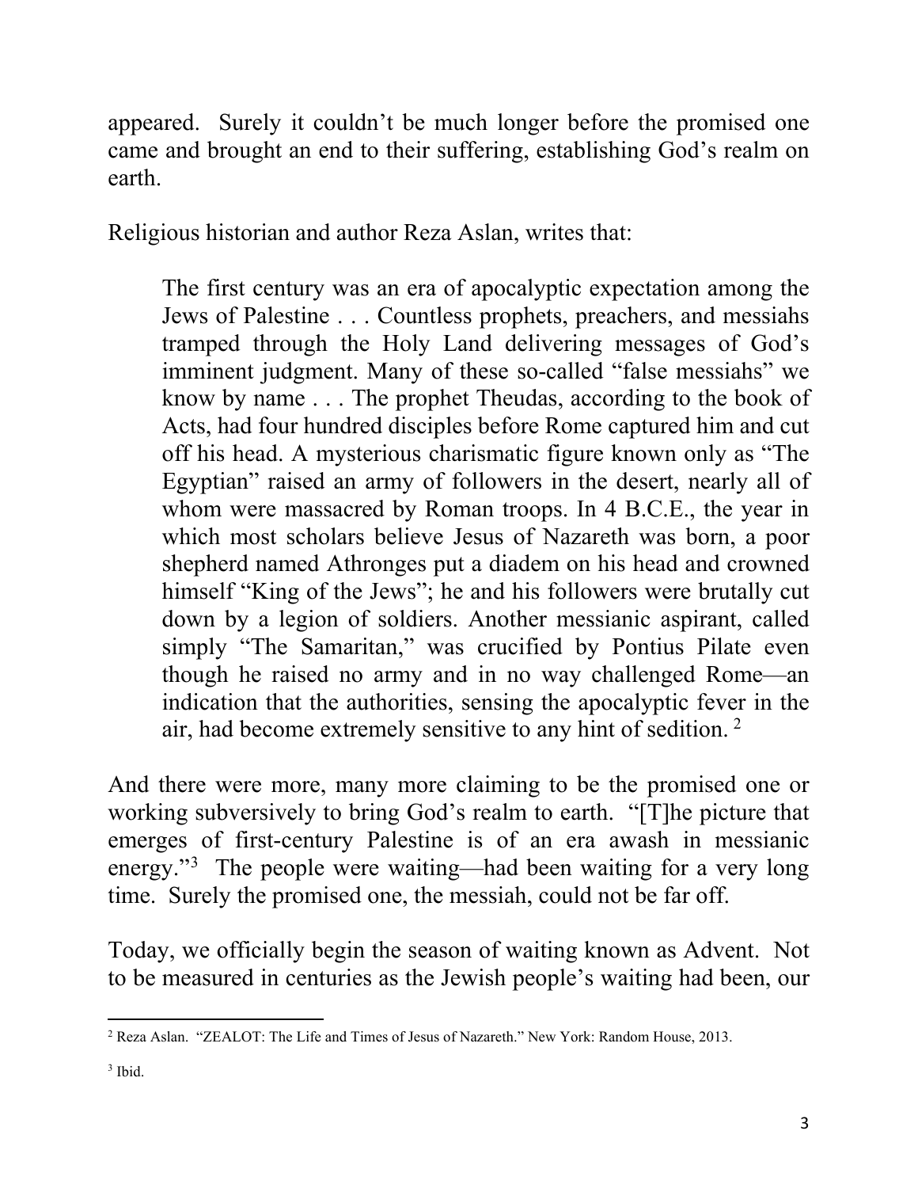appeared. Surely it couldn't be much longer before the promised one came and brought an end to their suffering, establishing God's realm on earth.

Religious historian and author Reza Aslan, writes that:

> The first century was an era of apocalyptic expectation among the Jews of Palestine . . . Countless prophets, preachers, and messiahs tramped through the Holy Land delivering messages of God's imminent judgment. Many of these so-called "false messiahs" we know by name . . . The prophet Theudas, according to the book of Acts, had four hundred disciples before Rome captured him and cut off his head. A mysterious charismatic figure known only as "The Egyptian" raised an army of followers in the desert, nearly all of whom were massacred by Roman troops. In 4 B.C.E., the year in which most scholars believe Jesus of Nazareth was born, a poor shepherd named Athronges put a diadem on his head and crowned himself "King of the Jews"; he and his followers were brutally cut down by a legion of soldiers. Another messianic aspirant, called simply "The Samaritan," was crucified by Pontius Pilate even though he raised no army and in no way challenged Rome—an indication that the authorities, sensing the apocalyptic fever in the air, had become extremely sensitive to any hint of sedition. [2]

And there were more, many more claiming to be the promised one or working subversively to bring God's realm to earth. "[T]he picture that emerges of first-century Palestine is of an era awash in messianic energy."[3] The people were waiting—had been waiting for a very long time. Surely the promised one, the messiah, could not be far off.

Today, we officially begin the season of waiting known as Advent. Not to be measured in centuries as the Jewish people's waiting had been, our

---

[2] Reza Aslan. "ZEALOT: The Life and Times of Jesus of Nazareth." New York: Random House, 2013.

[3] Ibid.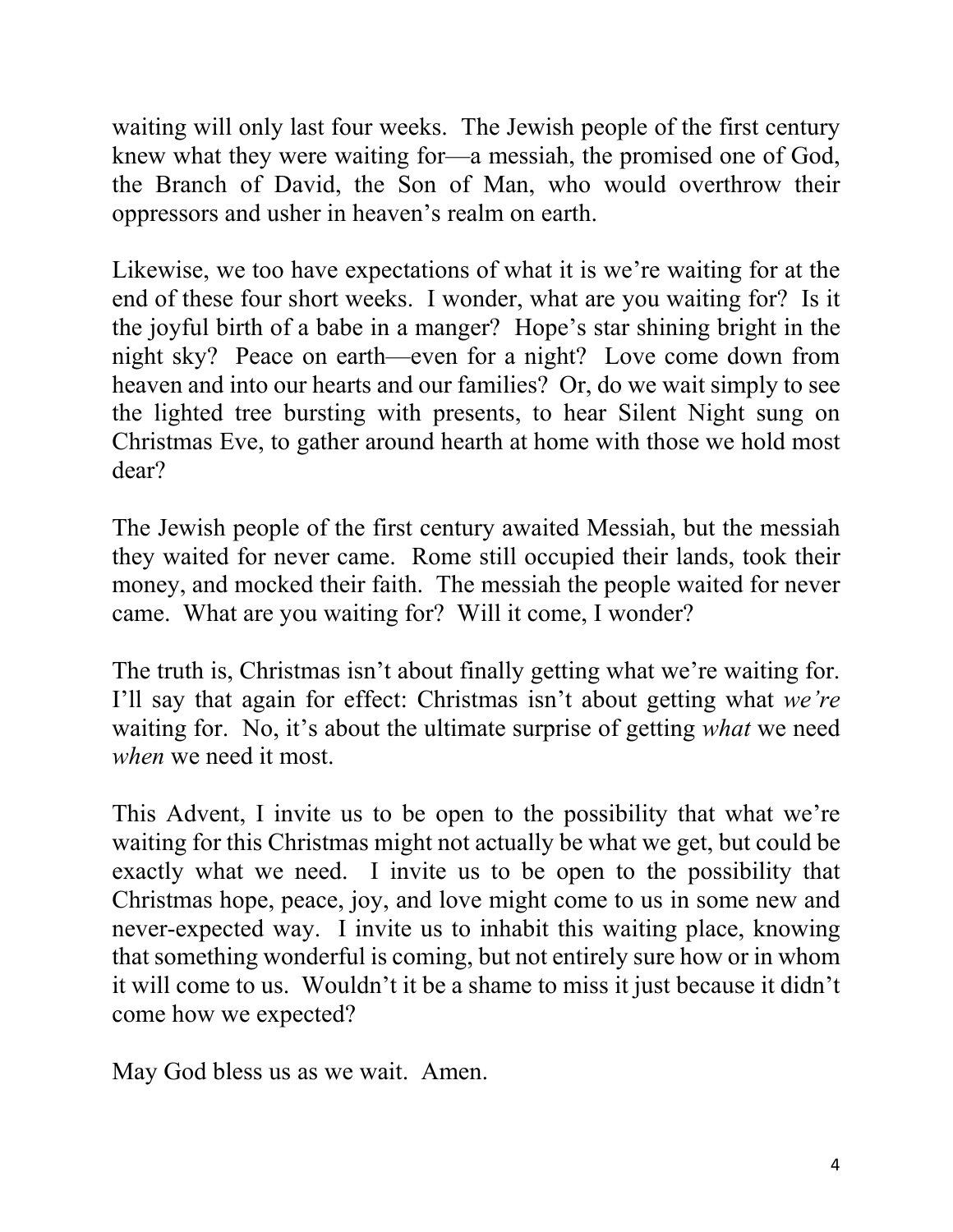waiting will only last four weeks. The Jewish people of the first century knew what they were waiting for—a messiah, the promised one of God, the Branch of David, the Son of Man, who would overthrow their oppressors and usher in heaven's realm on earth.

Likewise, we too have expectations of what it is we're waiting for at the end of these four short weeks. I wonder, what are you waiting for? Is it the joyful birth of a babe in a manger? Hope's star shining bright in the night sky? Peace on earth—even for a night? Love come down from heaven and into our hearts and our families? Or, do we wait simply to see the lighted tree bursting with presents, to hear Silent Night sung on Christmas Eve, to gather around hearth at home with those we hold most dear?

The Jewish people of the first century awaited Messiah, but the messiah they waited for never came. Rome still occupied their lands, took their money, and mocked their faith. The messiah the people waited for never came. What are you waiting for? Will it come, I wonder?

The truth is, Christmas isn't about finally getting what we're waiting for. I'll say that again for effect: Christmas isn't about getting what *we're* waiting for. No, it's about the ultimate surprise of getting *what* we need *when* we need it most.

This Advent, I invite us to be open to the possibility that what we're waiting for this Christmas might not actually be what we get, but could be exactly what we need. I invite us to be open to the possibility that Christmas hope, peace, joy, and love might come to us in some new and never-expected way. I invite us to inhabit this waiting place, knowing that something wonderful is coming, but not entirely sure how or in whom it will come to us. Wouldn't it be a shame to miss it just because it didn't come how we expected?

May God bless us as we wait. Amen.